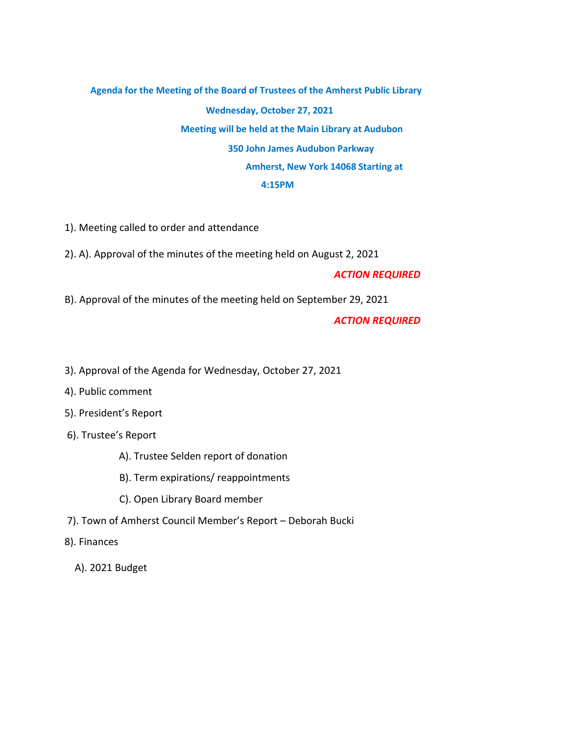**Agenda for the Meeting of the Board of Trustees of the Amherst Public Library**

**Wednesday, October 27, 2021**

**Meeting will be held at the Main Library at Audubon**

**350 John James Audubon Parkway**

**Amherst, New York 14068 Starting at**

**4:15PM**

1). Meeting called to order and attendance

2). A). Approval of the minutes of the meeting held on August 2, 2021

***ACTION REQUIRED***

B). Approval of the minutes of the meeting held on September 29, 2021

***ACTION REQUIRED***

3). Approval of the Agenda for Wednesday, October 27, 2021

4). Public comment

5). President's Report

6). Trustee's Report

A). Trustee Selden report of donation

B). Term expirations/ reappointments

C). Open Library Board member

7). Town of Amherst Council Member's Report – Deborah Bucki

8). Finances

A). 2021 Budget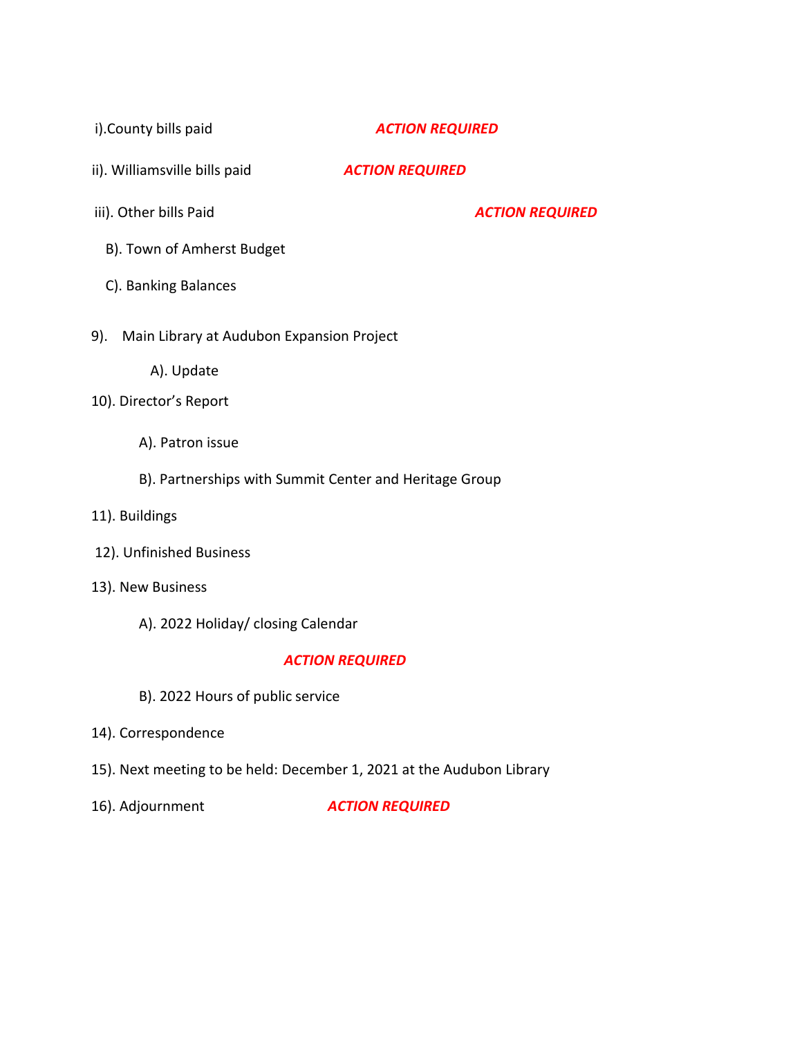i).County bills paid ***ACTION REQUIRED***

ii). Williamsville bills paid ***ACTION REQUIRED***

iii). Other bills Paid ***ACTION REQUIRED***

B). Town of Amherst Budget

C). Banking Balances

9). Main Library at Audubon Expansion Project

A). Update

10). Director's Report

A). Patron issue

B). Partnerships with Summit Center and Heritage Group

11). Buildings

12). Unfinished Business

13). New Business

A). 2022 Holiday/ closing Calendar

***ACTION REQUIRED***

B). 2022 Hours of public service

14). Correspondence

15). Next meeting to be held: December 1, 2021 at the Audubon Library

16). Adjournment ***ACTION REQUIRED***